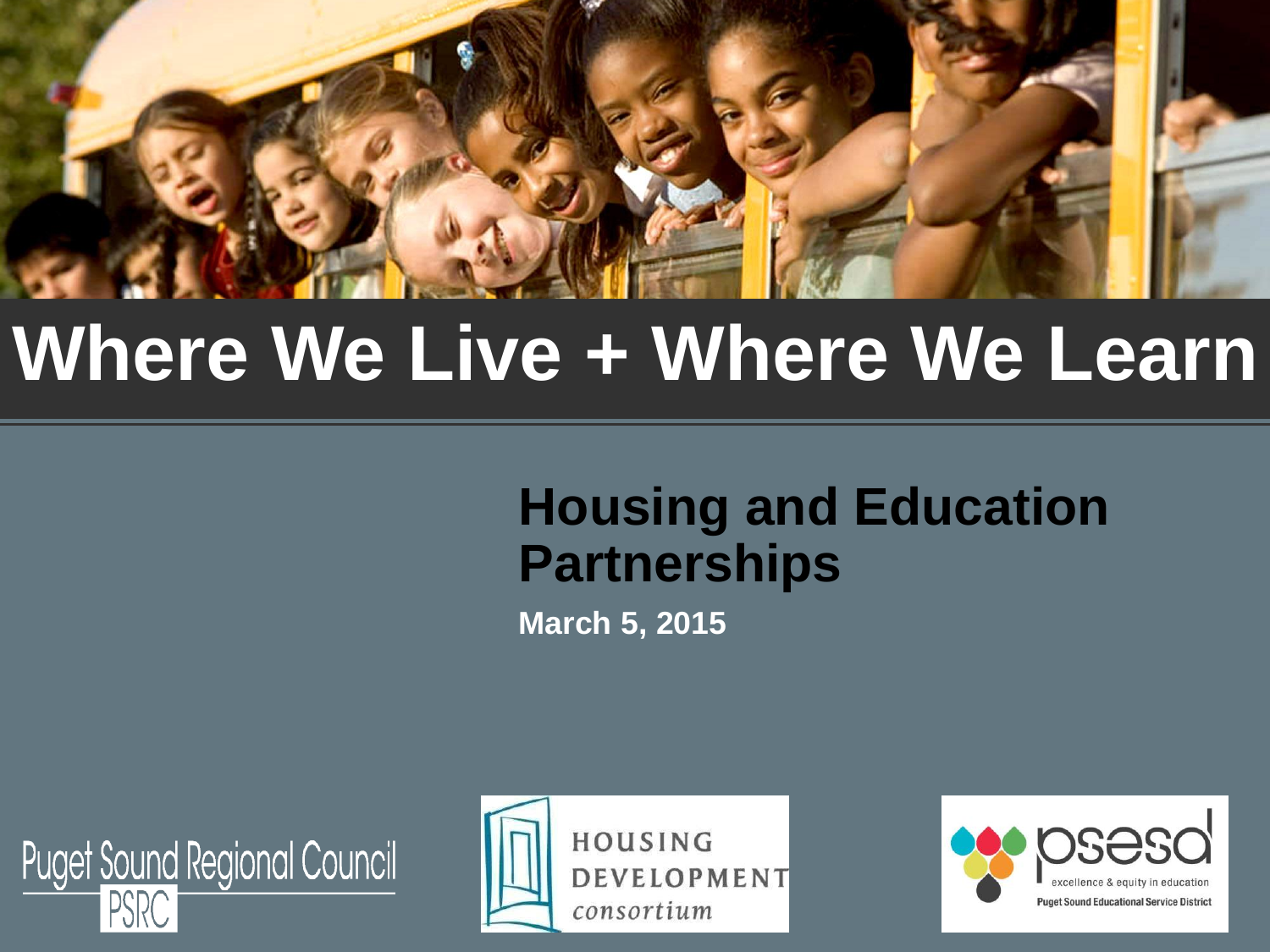# Where We Live + Where We Learn

## Housing and Education Partnerships

**March 5, 2015**

Puget Sound Regional Council PSRC

HOUSING DEVELOPMENT consortium

psesd excellence & equity in education Puget Sound Educational Service District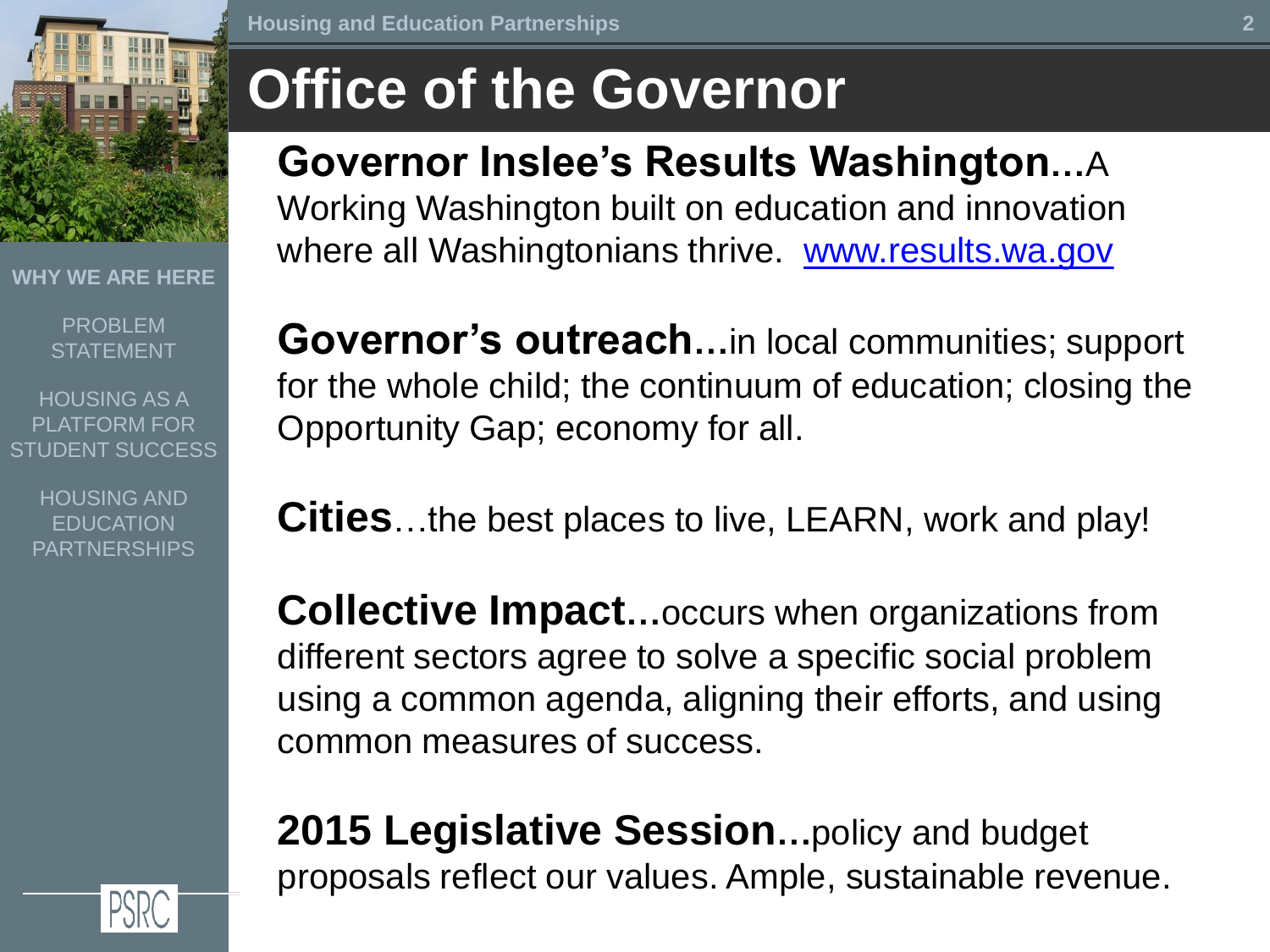# Office of the Governor

**Governor Inslee's Results Washington...**A Working Washington built on education and innovation where all Washingtonians thrive. [www.results.wa.gov](http://www.results.wa.gov)

**Governor's outreach...**in local communities; support for the whole child; the continuum of education; closing the Opportunity Gap; economy for all.

**Cities**...the best places to live, LEARN, work and play!

**Collective Impact...**occurs when organizations from different sectors agree to solve a specific social problem using a common agenda, aligning their efforts, and using common measures of success.

**2015 Legislative Session...**policy and budget proposals reflect our values. Ample, sustainable revenue.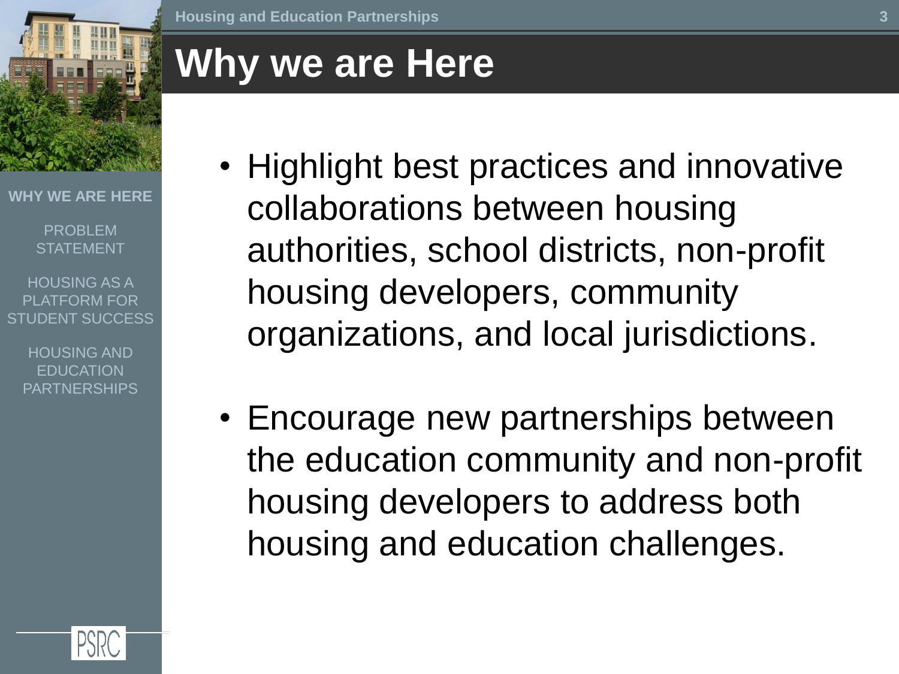# Why we are Here

- Highlight best practices and innovative collaborations between housing authorities, school districts, non-profit housing developers, community organizations, and local jurisdictions.

- Encourage new partnerships between the education community and non-profit housing developers to address both housing and education challenges.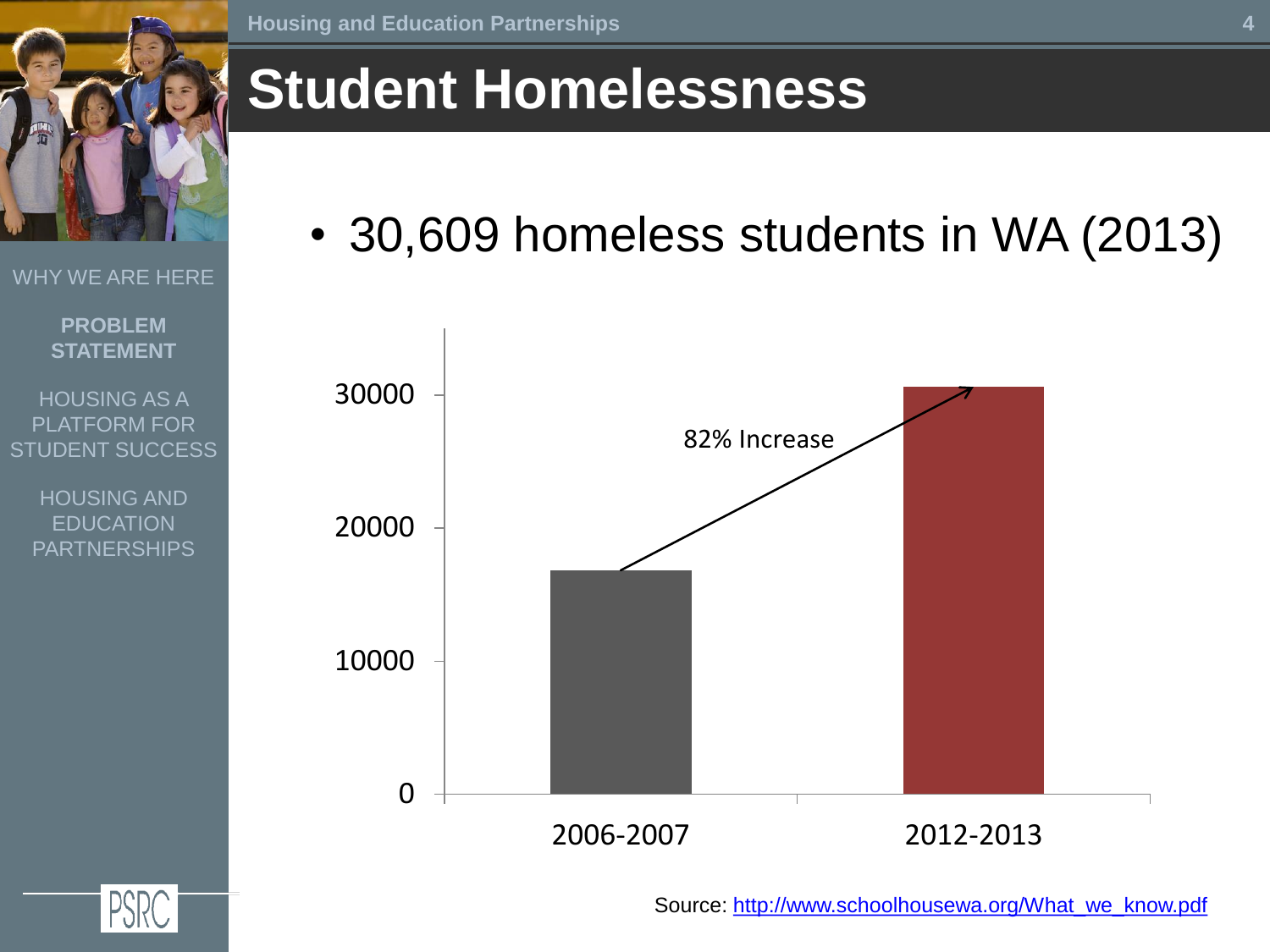# Student Homelessness

- 30,609 homeless students in WA (2013)

82% Increase

| | 2006-2007 | 2012-2013 |
|---|---|---|

Source: http://www.schoolhousewa.org/What_we_know.pdf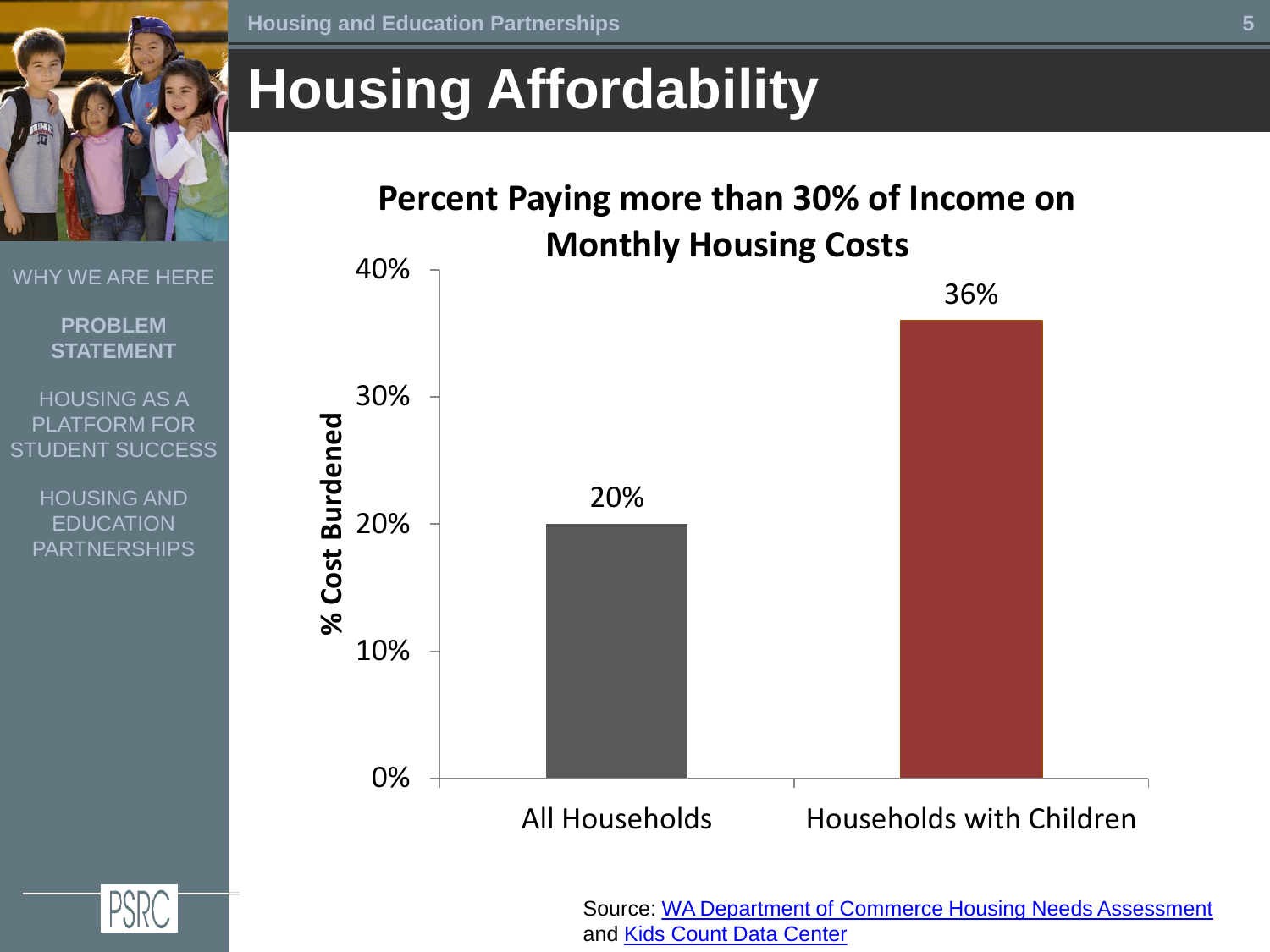# Housing Affordability

WHY WE ARE HERE

**PROBLEM STATEMENT**

HOUSING AS A PLATFORM FOR STUDENT SUCCESS

HOUSING AND EDUCATION PARTNERSHIPS

**Percent Paying more than 30% of Income on Monthly Housing Costs**

| | % Cost Burdened |
|---|---|
| All Households | 20% |
| Households with Children | 36% |

Source: WA Department of Commerce Housing Needs Assessment and Kids Count Data Center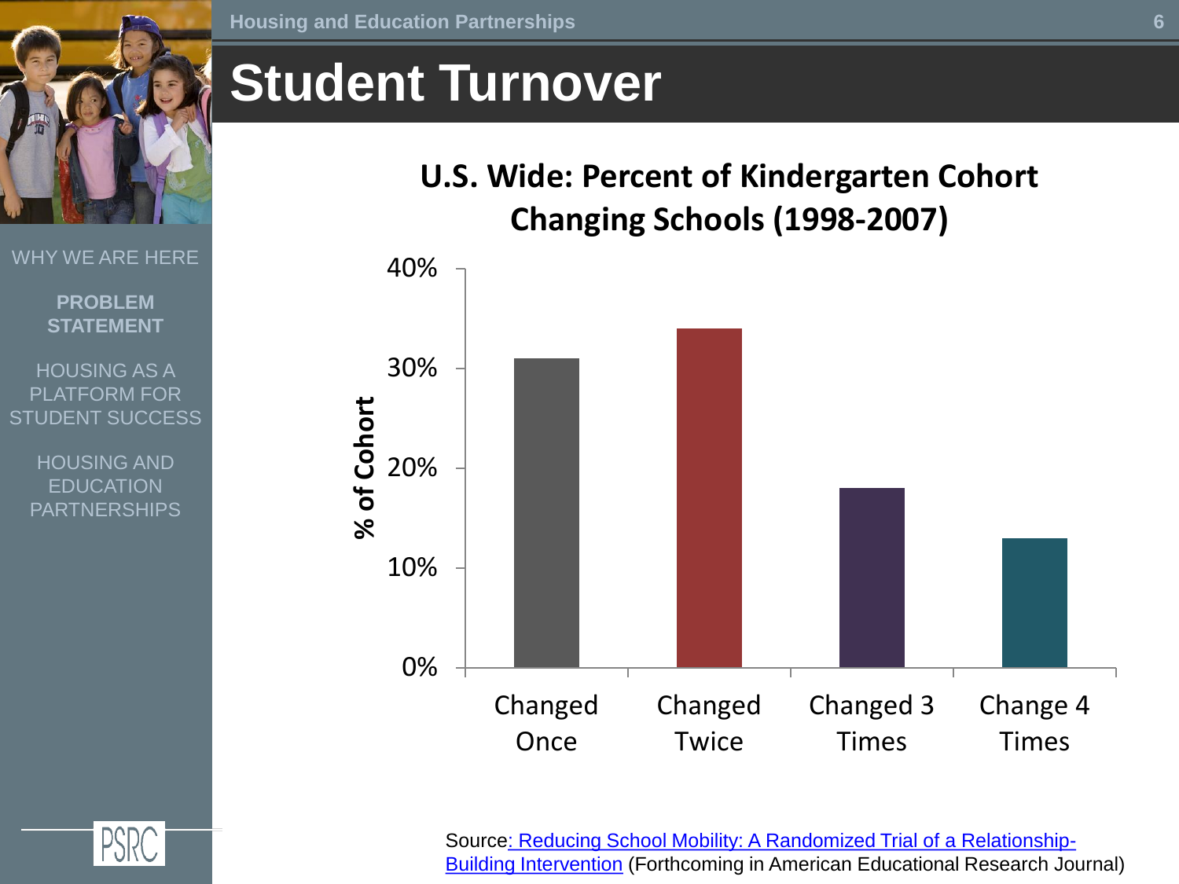# Student Turnover

WHY WE ARE HERE

**PROBLEM STATEMENT**

HOUSING AS A PLATFORM FOR STUDENT SUCCESS

HOUSING AND EDUCATION PARTNERSHIPS

**U.S. Wide: Percent of Kindergarten Cohort Changing Schools (1998-2007)**

| | % of Cohort |
| --- | --- |
| Changed Once | 31% |
| Changed Twice | 34% |
| Changed 3 Times | 18% |
| Change 4 Times | 13% |

Source: Reducing School Mobility: A Randomized Trial of a Relationship-Building Intervention (Forthcoming in American Educational Research Journal)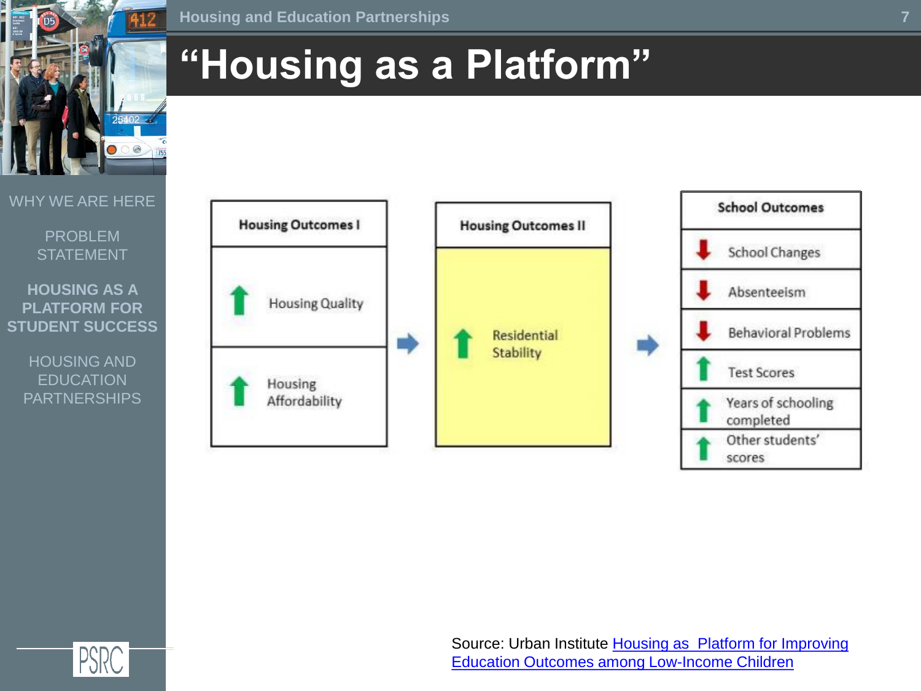# "Housing as a Platform"

WHY WE ARE HERE

PROBLEM STATEMENT

**HOUSING AS A PLATFORM FOR STUDENT SUCCESS**

HOUSING AND EDUCATION PARTNERSHIPS

| Housing Outcomes I |
| --- |
| ↑ Housing Quality |
| ↑ Housing Affordability |

→

| Housing Outcomes II |
| --- |
| ↑ Residential Stability |

→

| School Outcomes |
| --- |
| ↓ School Changes |
| ↓ Absenteeism |
| ↓ Behavioral Problems |
| ↑ Test Scores |
| ↑ Years of schooling completed |
| ↑ Other students' scores |

Source: Urban Institute Housing as Platform for Improving Education Outcomes among Low-Income Children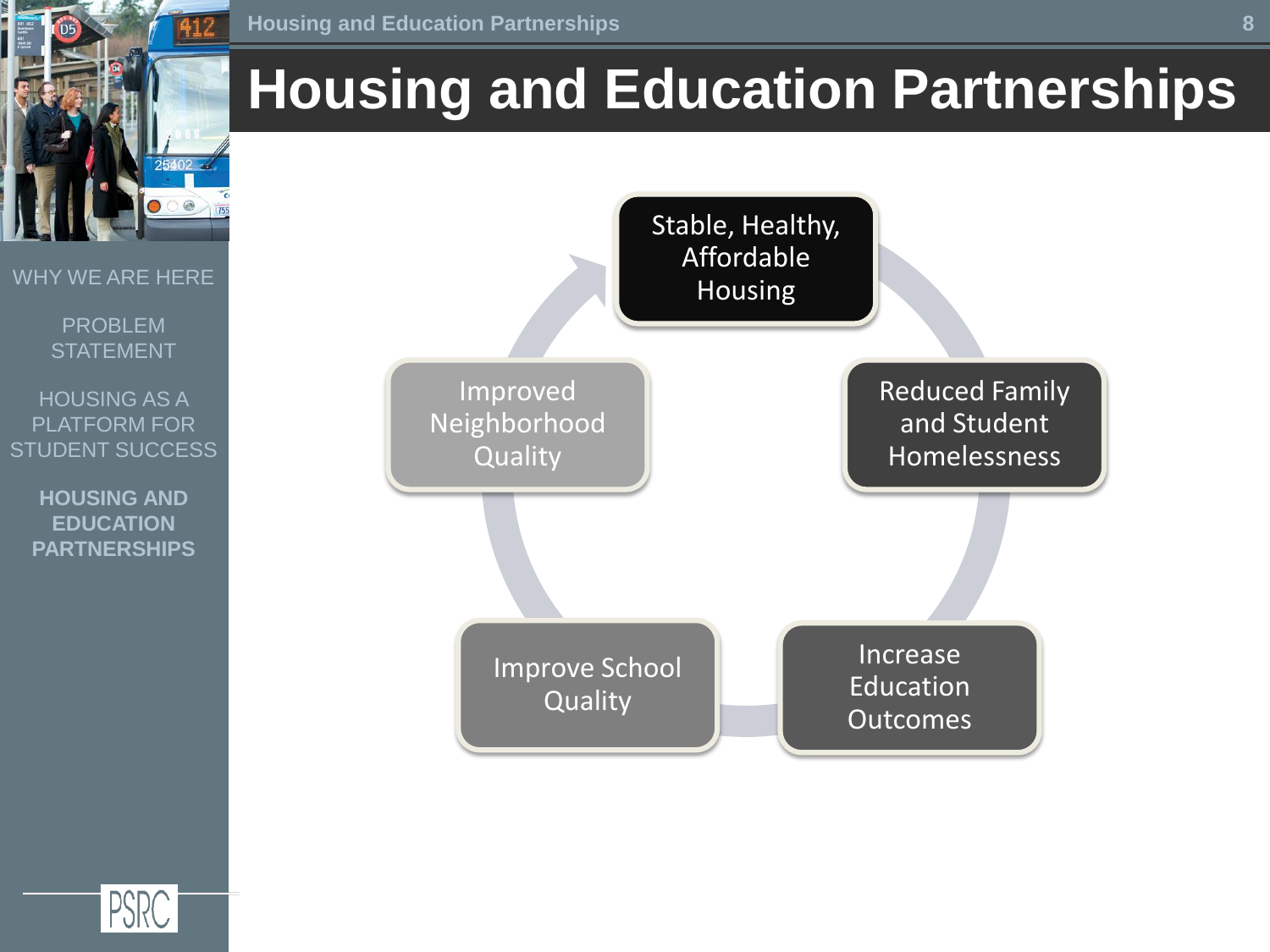# Housing and Education Partnerships

WHY WE ARE HERE

PROBLEM STATEMENT

HOUSING AS A PLATFORM FOR STUDENT SUCCESS

**HOUSING AND EDUCATION PARTNERSHIPS**

- Stable, Healthy, Affordable Housing
- Reduced Family and Student Homelessness
- Increase Education Outcomes
- Improve School Quality
- Improved Neighborhood Quality

PSRC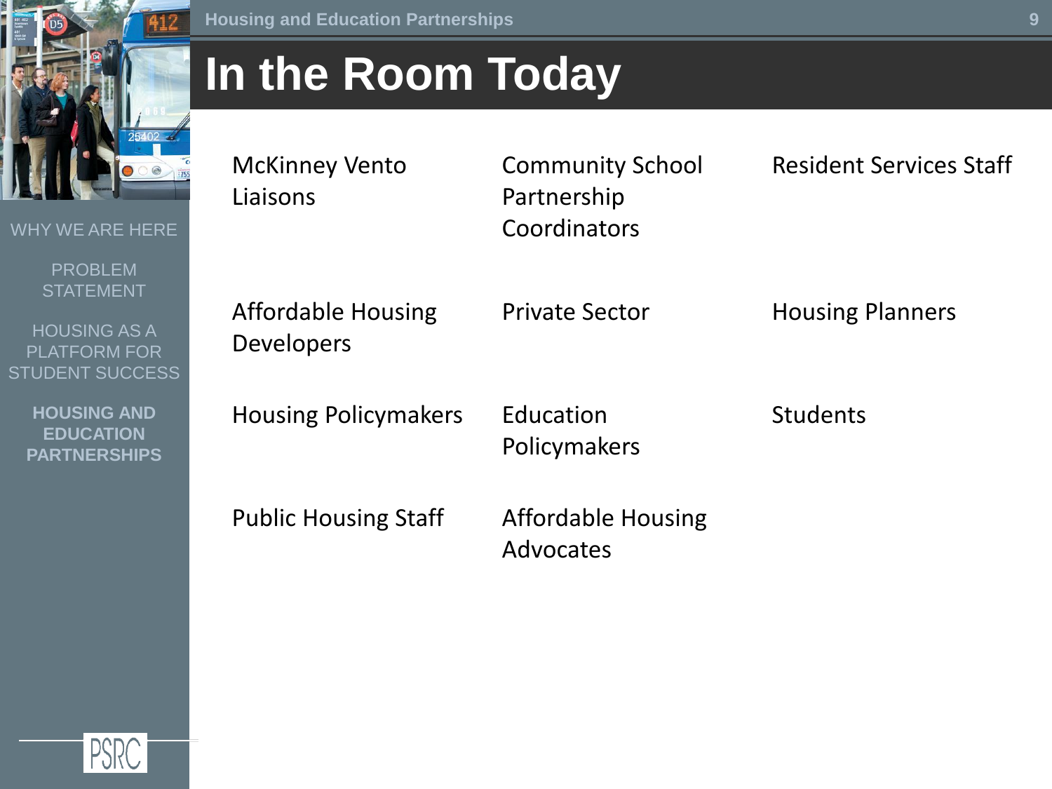# In the Room Today

WHY WE ARE HERE

PROBLEM STATEMENT

HOUSING AS A PLATFORM FOR STUDENT SUCCESS

**HOUSING AND EDUCATION PARTNERSHIPS**

- McKinney Vento Liaisons
- Community School Partnership Coordinators
- Resident Services Staff
- Affordable Housing Developers
- Private Sector
- Housing Planners
- Housing Policymakers
- Education Policymakers
- Students
- Public Housing Staff
- Affordable Housing Advocates

PSRC